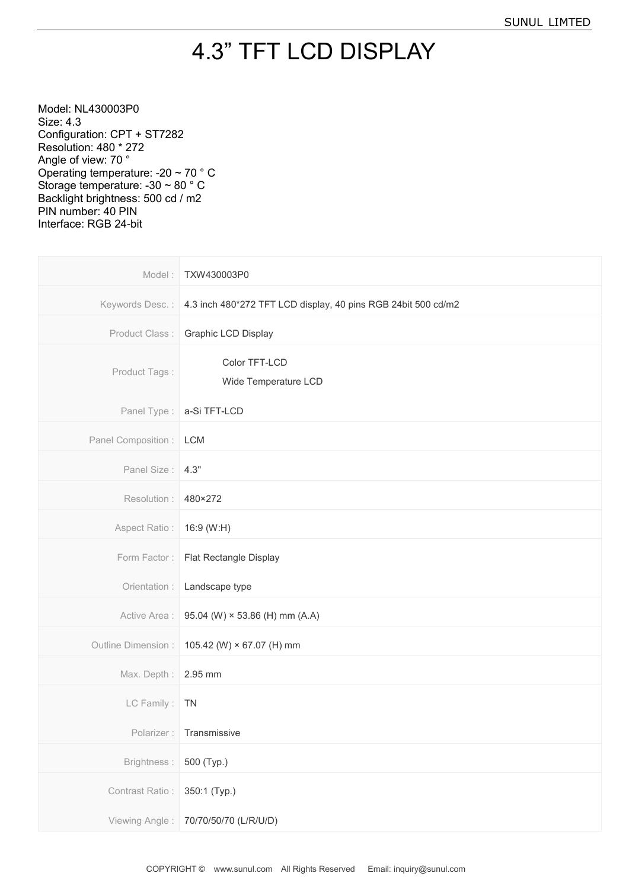# 4.3" TFT LCD DISPLAY

Model: NL430003P0
Size: 4.3
Configuration: CPT + ST7282
Resolution: 480 * 272
Angle of view: 70 °
Operating temperature: -20 ~ 70 ° C
Storage temperature: -30 ~ 80 ° C
Backlight brightness: 500 cd / m2
PIN number: 40 PIN
Interface: RGB 24-bit

| | |
|---|---|
| Model : | TXW430003P0 |
| Keywords Desc. : | 4.3 inch 480*272 TFT LCD display, 40 pins RGB 24bit 500 cd/m2 |
| Product Class : | Graphic LCD Display |
| Product Tags : | Color TFT-LCD<br>Wide Temperature LCD |
| Panel Type : | a-Si TFT-LCD |
| Panel Composition : | LCM |
| Panel Size : | 4.3" |
| Resolution : | 480×272 |
| Aspect Ratio : | 16:9 (W:H) |
| Form Factor : | Flat Rectangle Display |
| Orientation : | Landscape type |
| Active Area : | 95.04 (W) × 53.86 (H) mm (A.A) |
| Outline Dimension : | 105.42 (W) × 67.07 (H) mm |
| Max. Depth : | 2.95 mm |
| LC Family : | TN |
| Polarizer : | Transmissive |
| Brightness : | 500 (Typ.) |
| Contrast Ratio : | 350:1 (Typ.) |
| Viewing Angle : | 70/70/50/70 (L/R/U/D) |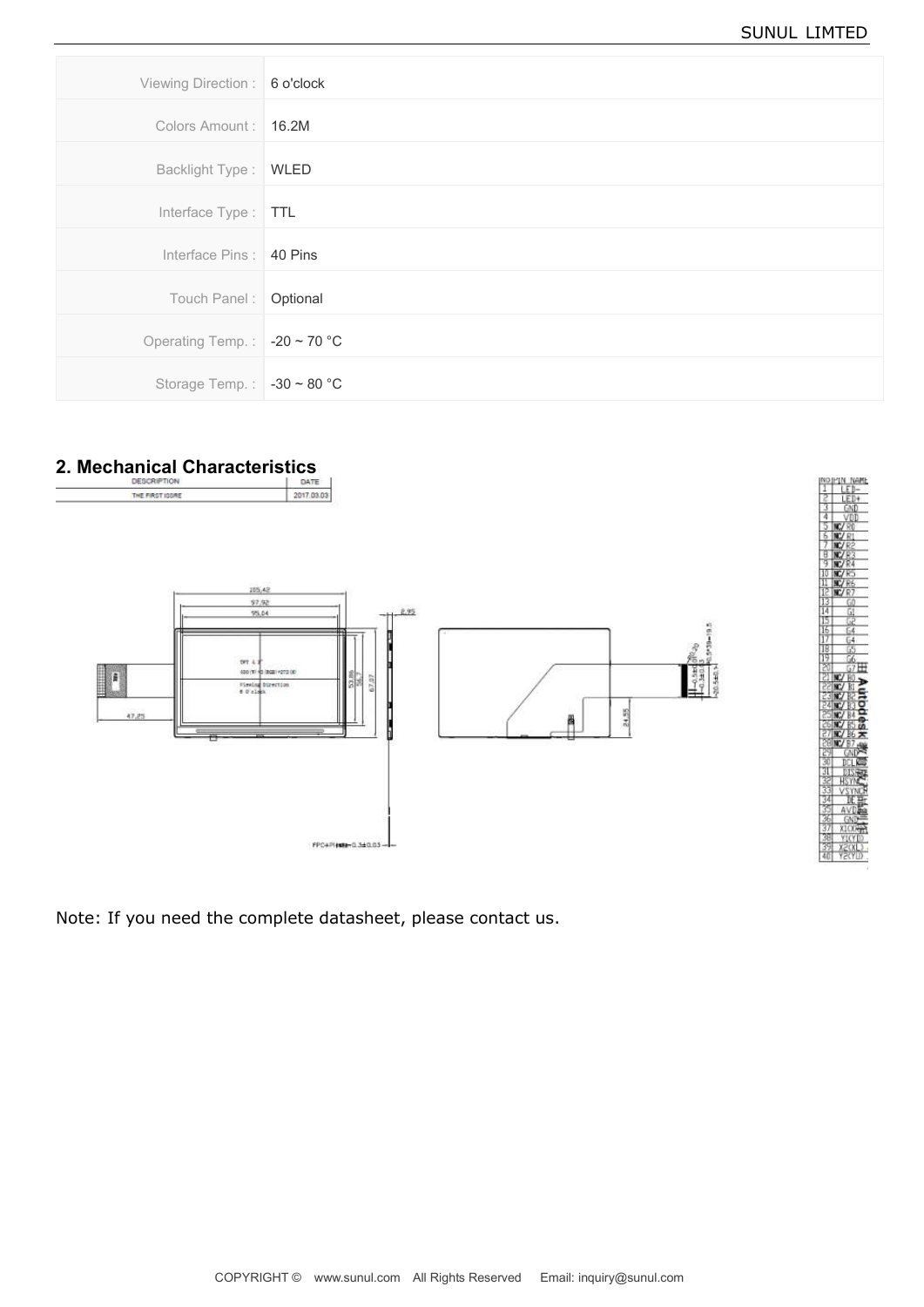| | |
|---|---|
| Viewing Direction : | 6 o'clock |
| Colors Amount : | 16.2M |
| Backlight Type : | WLED |
| Interface Type : | TTL |
| Interface Pins : | 40 Pins |
| Touch Panel : | Optional |
| Operating Temp. : | -20 ~ 70 °C |
| Storage Temp. : | -30 ~ 80 °C |

## 2. Mechanical Characteristics

| DESCRIPTION | DATE |
|---|---|
| THE FIRST ISSRE | 2017.03.03 |

105.42

97.92

95.04

2.95

53.86

56.7

67.07

47.25

24.55

| NO | PIN NAME |
|---|---|
| 1 | LED- |
| 2 | LED+ |
| 3 | GND |
| 4 | VDD |
| 5 | NC/R0 |
| 6 | NC/R1 |
| 7 | NC/R2 |
| 8 | NC/R3 |
| 9 | NC/R4 |
| 10 | NC/R5 |
| 11 | NC/R6 |
| 12 | NC/R7 |
| 13 | G0 |
| 14 | G1 |
| 15 | G2 |
| 16 | G4 |
| 17 | G4 |
| 18 | G5 |
| 19 | G6 |
| 20 | G7 |
| 21 | NC/B0 |
| 22 | NC/B1 |
| 23 | NC/B2 |
| 24 | NC/B3 |
| 25 | NC/B4 |
| 26 | NC/B5 |
| 27 | NC/B6 |
| 28 | NC/B7 |
| 29 | GND |
| 30 | DCLK |
| 31 | DISP |
| 32 | HSYNC |
| 33 | VSYNC |
| 34 | DE |
| 35 | AVDD |
| 36 | GND |
| 37 | X1(XR) |
| 38 | Y1(YD) |
| 39 | X2(XL) |
| 40 | Y2(YU) |

Note: If you need the complete datasheet, please contact us.